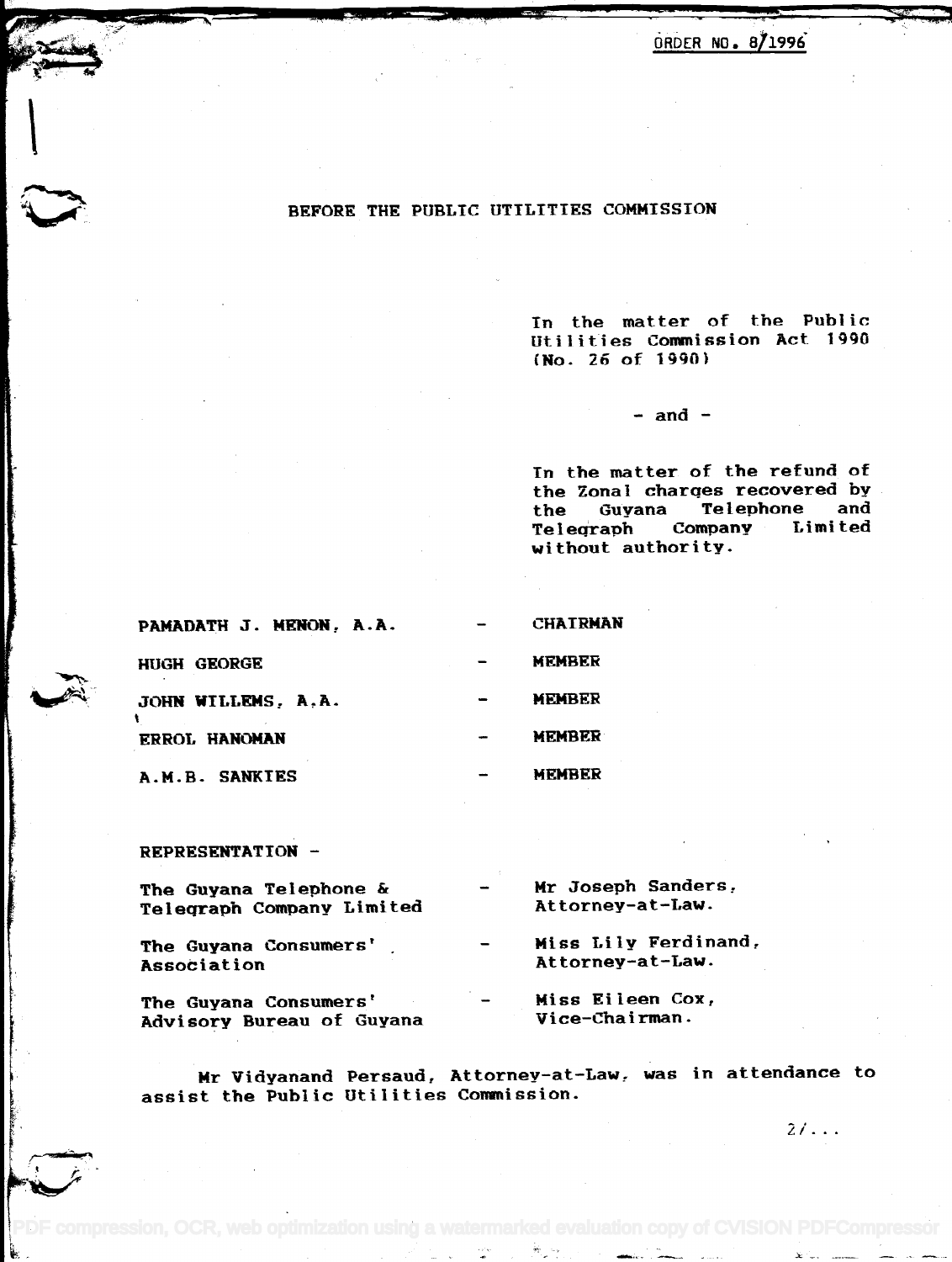ORDER NO. 8/1996

## BEFORE THE PUBLIC UTILITIES COMMISSION

In the matter of the Public Utilities Commission Act 1990 (No. 26 of 1990)

\- and -

In the matter of the refund of the Zonal charges recovered by the Guyana Telephone and Telegraph Company Limited without authority.

| | | |
|---|---|---|
| PAMADATH J. MENON, A.A. | - | CHAIRMAN |
| HUGH GEORGE | - | MEMBER |
| JOHN WILLEMS, A.A. | - | MEMBER |
| ERROL HANOMAN | - | MEMBER |
| A.M.B. SANKIES | - | MEMBER |

REPRESENTATION -

| | | |
|---|---|---|
| The Guyana Telephone & Telegraph Company Limited | - | Mr Joseph Sanders, Attorney-at-Law. |
| The Guyana Consumers' Association | - | Miss Lily Ferdinand, Attorney-at-Law. |
| The Guyana Consumers' Advisory Bureau of Guyana | - | Miss Eileen Cox, Vice-Chairman. |

Mr Vidyanand Persaud, Attorney-at-Law, was in attendance to assist the Public Utilities Commission.

2/...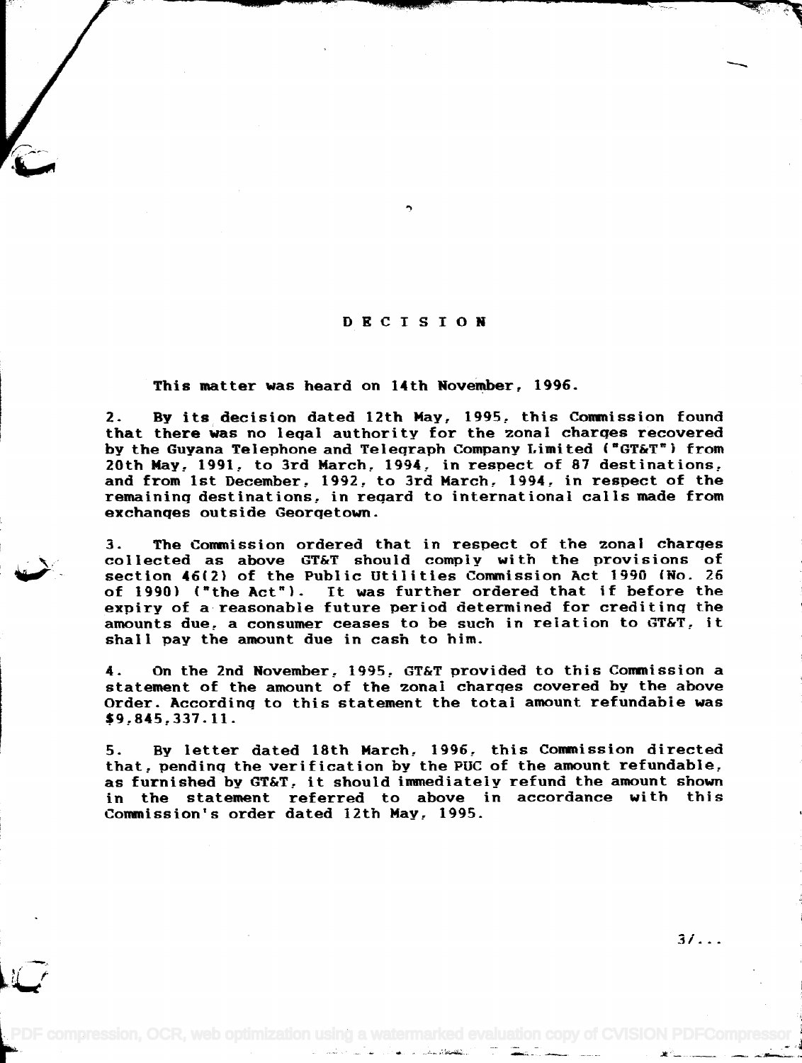# DECISION

This matter was heard on 14th November, 1996.

2. By its decision dated 12th May, 1995, this Commission found that there was no legal authority for the zonal charges recovered by the Guyana Telephone and Telegraph Company Limited ("GT&T") from 20th May, 1991, to 3rd March, 1994, in respect of 87 destinations, and from 1st December, 1992, to 3rd March, 1994, in respect of the remaining destinations, in regard to international calls made from exchanges outside Georgetown.

3. The Commission ordered that in respect of the zonal charges collected as above GT&T should comply with the provisions of section 46(2) of the Public Utilities Commission Act 1990 (No. 26 of 1990) ("the Act"). It was further ordered that if before the expiry of a reasonable future period determined for crediting the amounts due, a consumer ceases to be such in relation to GT&T, it shall pay the amount due in cash to him.

4. On the 2nd November, 1995, GT&T provided to this Commission a statement of the amount of the zonal charges covered by the above Order. According to this statement the total amount refundable was $9,845,337.11.

5. By letter dated 18th March, 1996, this Commission directed that, pending the verification by the PUC of the amount refundable, as furnished by GT&T, it should immediately refund the amount shown in the statement referred to above in accordance with this Commission's order dated 12th May, 1995.

3/...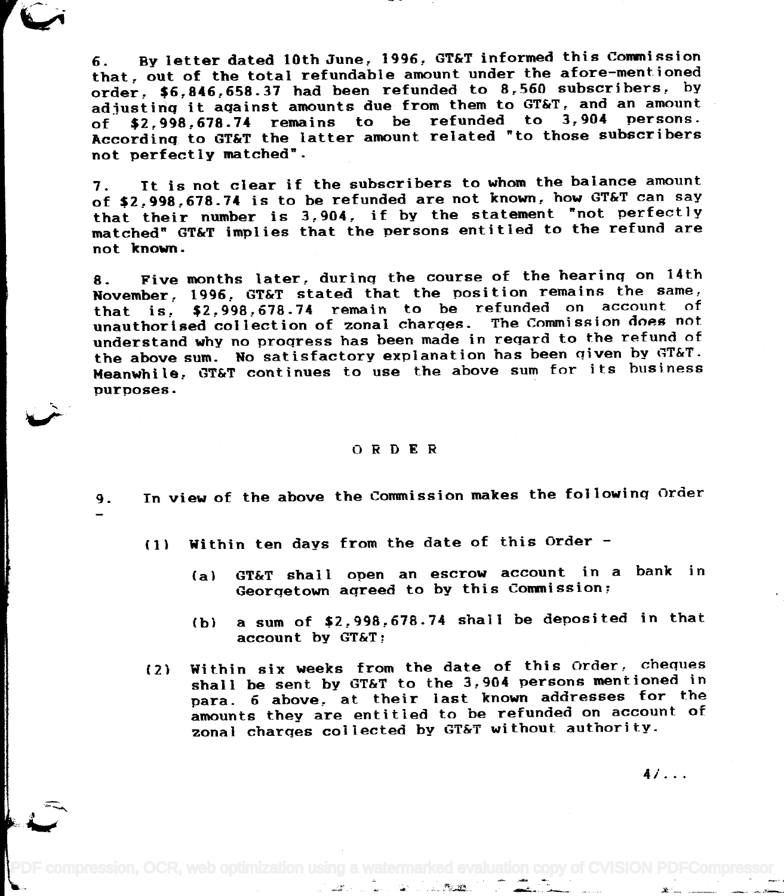6. By letter dated 10th June, 1996, GT&T informed this Commission that, out of the total refundable amount under the afore-mentioned order, $6,846,658.37 had been refunded to 8,560 subscribers, by adjusting it against amounts due from them to GT&T, and an amount of $2,998,678.74 remains to be refunded to 3,904 persons. According to GT&T the latter amount related "to those subscribers not perfectly matched".

7. It is not clear if the subscribers to whom the balance amount of $2,998,678.74 is to be refunded are not known, how GT&T can say that their number is 3,904, if by the statement "not perfectly matched" GT&T implies that the persons entitled to the refund are not known.

8. Five months later, during the course of the hearing on 14th November, 1996, GT&T stated that the position remains the same, that is, $2,998,678.74 remain to be refunded on account of unauthorised collection of zonal charges. The Commission does not understand why no progress has been made in regard to the refund of the above sum. No satisfactory explanation has been given by GT&T. Meanwhile, GT&T continues to use the above sum for its business purposes.

## ORDER

9. In view of the above the Commission makes the following Order -

(1) Within ten days from the date of this Order -

(a) GT&T shall open an escrow account in a bank in Georgetown agreed to by this Commission;

(b) a sum of $2,998,678.74 shall be deposited in that account by GT&T;

(2) Within six weeks from the date of this Order, cheques shall be sent by GT&T to the 3,904 persons mentioned in para. 6 above, at their last known addresses for the amounts they are entitled to be refunded on account of zonal charges collected by GT&T without authority.

4/...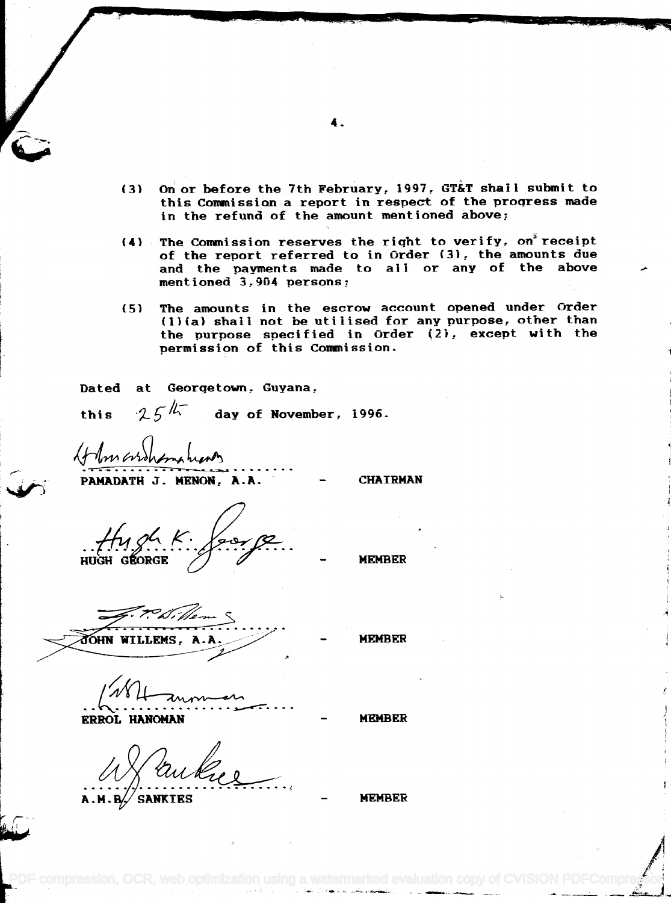(3) On or before the 7th February, 1997, GT&T shall submit to this Commission a report in respect of the progress made in the refund of the amount mentioned above;

(4) The Commission reserves the right to verify, on receipt of the report referred to in Order (3), the amounts due and the payments made to all or any of the above mentioned 3,904 persons;

(5) The amounts in the escrow account opened under Order (1)(a) shall not be utilised for any purpose, other than the purpose specified in Order (2), except with the permission of this Commission.

Dated at Georgetown, Guyana,

this 25th day of November, 1996.

PAMADATH J. MENON, A.A. - CHAIRMAN

HUGH GEORGE - MEMBER

JOHN WILLEMS, A.A. - MEMBER

ERROL HANOMAN - MEMBER

A.M.B. SANKIES - MEMBER